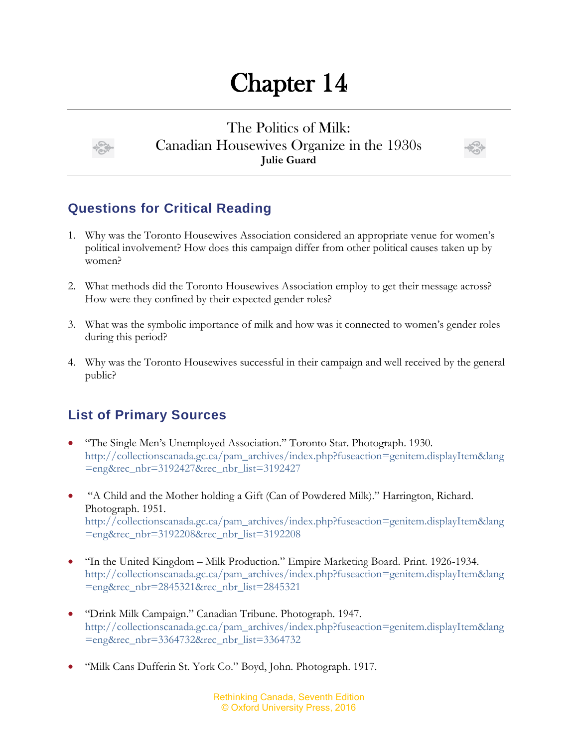# Chapter 14

## The Politics of Milk: Canadian Housewives Organize in the 1930s

**Julie Guard**

## Questions for Critical Reading

1. Why was the Toronto Housewives Association considered an appropriate venue for women's political involvement? How does this campaign differ from other political causes taken up by women?

2. What methods did the Toronto Housewives Association employ to get their message across? How were they confined by their expected gender roles?

3. What was the symbolic importance of milk and how was it connected to women's gender roles during this period?

4. Why was the Toronto Housewives successful in their campaign and well received by the general public?

## List of Primary Sources

- "The Single Men's Unemployed Association." Toronto Star. Photograph. 1930. http://collectionscanada.gc.ca/pam_archives/index.php?fuseaction=genitem.displayItem&lang=eng&rec_nbr=3192427&rec_nbr_list=3192427

- "A Child and the Mother holding a Gift (Can of Powdered Milk)." Harrington, Richard. Photograph. 1951. http://collectionscanada.gc.ca/pam_archives/index.php?fuseaction=genitem.displayItem&lang=eng&rec_nbr=3192208&rec_nbr_list=3192208

- "In the United Kingdom – Milk Production." Empire Marketing Board. Print. 1926-1934. http://collectionscanada.gc.ca/pam_archives/index.php?fuseaction=genitem.displayItem&lang=eng&rec_nbr=2845321&rec_nbr_list=2845321

- "Drink Milk Campaign." Canadian Tribune. Photograph. 1947. http://collectionscanada.gc.ca/pam_archives/index.php?fuseaction=genitem.displayItem&lang=eng&rec_nbr=3364732&rec_nbr_list=3364732

- "Milk Cans Dufferin St. York Co." Boyd, John. Photograph. 1917.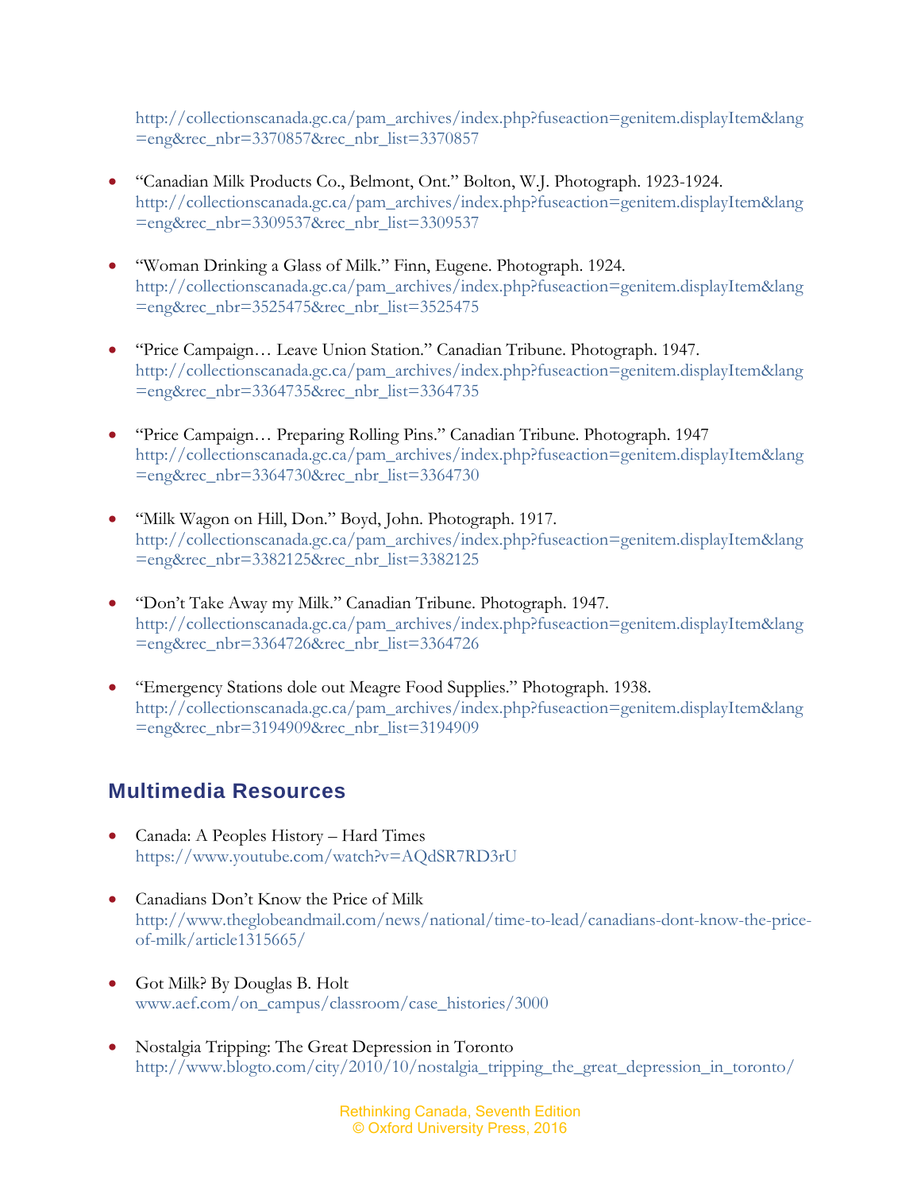http://collectionscanada.gc.ca/pam_archives/index.php?fuseaction=genitem.displayItem&lang=eng&rec_nbr=3370857&rec_nbr_list=3370857

- "Canadian Milk Products Co., Belmont, Ont." Bolton, W.J. Photograph. 1923-1924. http://collectionscanada.gc.ca/pam_archives/index.php?fuseaction=genitem.displayItem&lang=eng&rec_nbr=3309537&rec_nbr_list=3309537

- "Woman Drinking a Glass of Milk." Finn, Eugene. Photograph. 1924. http://collectionscanada.gc.ca/pam_archives/index.php?fuseaction=genitem.displayItem&lang=eng&rec_nbr=3525475&rec_nbr_list=3525475

- "Price Campaign… Leave Union Station." Canadian Tribune. Photograph. 1947. http://collectionscanada.gc.ca/pam_archives/index.php?fuseaction=genitem.displayItem&lang=eng&rec_nbr=3364735&rec_nbr_list=3364735

- "Price Campaign… Preparing Rolling Pins." Canadian Tribune. Photograph. 1947 http://collectionscanada.gc.ca/pam_archives/index.php?fuseaction=genitem.displayItem&lang=eng&rec_nbr=3364730&rec_nbr_list=3364730

- "Milk Wagon on Hill, Don." Boyd, John. Photograph. 1917. http://collectionscanada.gc.ca/pam_archives/index.php?fuseaction=genitem.displayItem&lang=eng&rec_nbr=3382125&rec_nbr_list=3382125

- "Don't Take Away my Milk." Canadian Tribune. Photograph. 1947. http://collectionscanada.gc.ca/pam_archives/index.php?fuseaction=genitem.displayItem&lang=eng&rec_nbr=3364726&rec_nbr_list=3364726

- "Emergency Stations dole out Meagre Food Supplies." Photograph. 1938. http://collectionscanada.gc.ca/pam_archives/index.php?fuseaction=genitem.displayItem&lang=eng&rec_nbr=3194909&rec_nbr_list=3194909

## Multimedia Resources

- Canada: A Peoples History – Hard Times
  https://www.youtube.com/watch?v=AQdSR7RD3rU

- Canadians Don't Know the Price of Milk
  http://www.theglobeandmail.com/news/national/time-to-lead/canadians-dont-know-the-price-of-milk/article1315665/

- Got Milk? By Douglas B. Holt
  www.aef.com/on_campus/classroom/case_histories/3000

- Nostalgia Tripping: The Great Depression in Toronto
  http://www.blogto.com/city/2010/10/nostalgia_tripping_the_great_depression_in_toronto/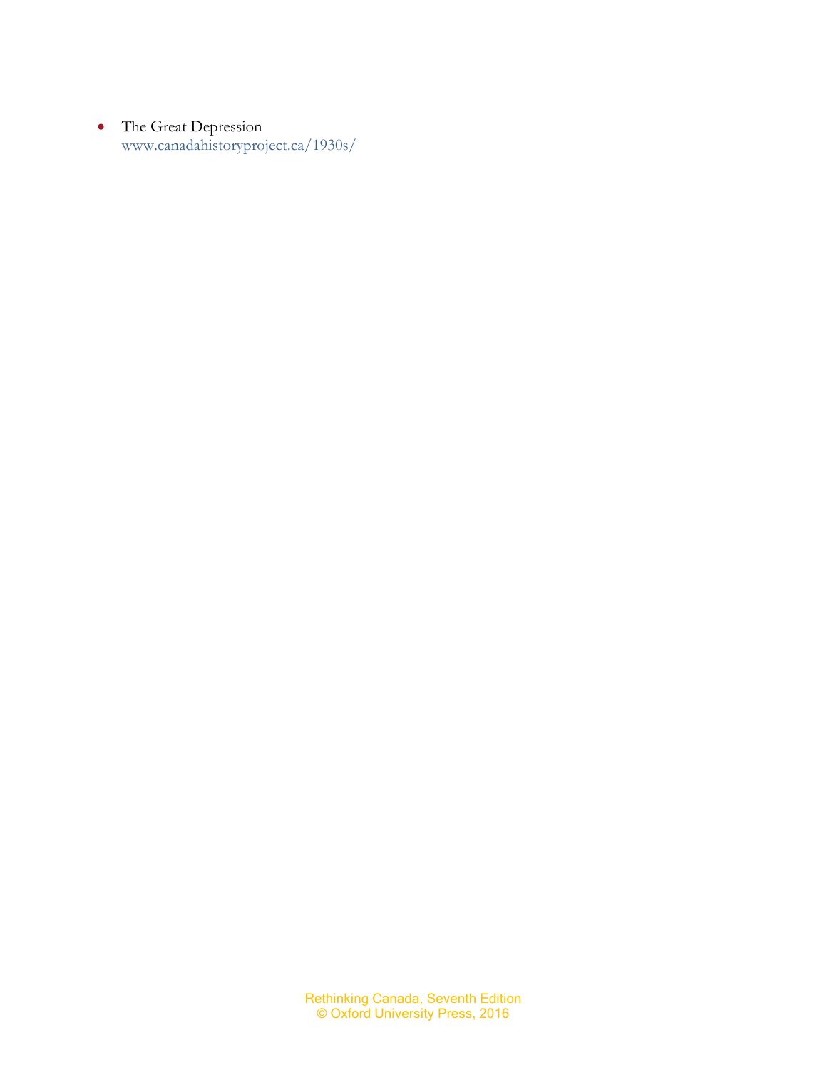- The Great Depression
  www.canadahistoryproject.ca/1930s/